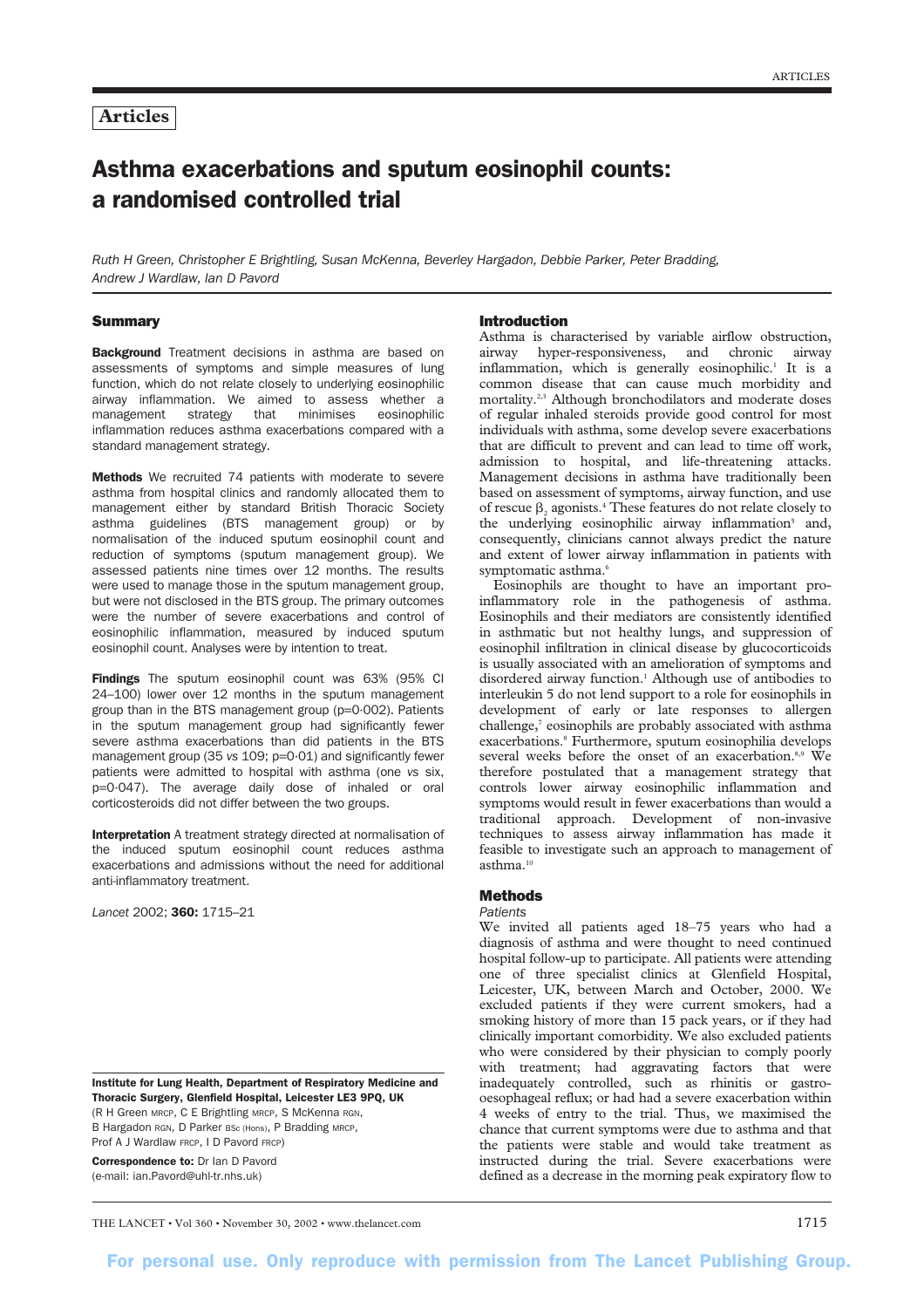## Articles

# Asthma exacerbations and sputum eosinophil counts: a randomised controlled trial

*Ruth H Green, Christopher E Brightling, Susan McKenna, Beverley Hargadon, Debbie Parker, Peter Bradding, Andrew J Wardlaw, Ian D Pavord*

## Summary

**Background** Treatment decisions in asthma are based on assessments of symptoms and simple measures of lung function, which do not relate closely to underlying eosinophilic airway inflammation. We aimed to assess whether a management strategy that minimises eosinophilic inflammation reduces asthma exacerbations compared with a standard management strategy.

**Methods** We recruited 74 patients with moderate to severe asthma from hospital clinics and randomly allocated them to management either by standard British Thoracic Society asthma guidelines (BTS management group) or by normalisation of the induced sputum eosinophil count and reduction of symptoms (sputum management group). We assessed patients nine times over 12 months. The results were used to manage those in the sputum management group, but were not disclosed in the BTS group. The primary outcomes were the number of severe exacerbations and control of eosinophilic inflammation, measured by induced sputum eosinophil count. Analyses were by intention to treat.

**Findings** The sputum eosinophil count was 63% (95% CI 24–100) lower over 12 months in the sputum management group than in the BTS management group (p=0·002). Patients in the sputum management group had significantly fewer severe asthma exacerbations than did patients in the BTS management group (35 *vs* 109; p=0·01) and significantly fewer patients were admitted to hospital with asthma (one *vs* six, p=0·047). The average daily dose of inhaled or oral corticosteroids did not differ between the two groups.

**Interpretation** A treatment strategy directed at normalisation of the induced sputum eosinophil count reduces asthma exacerbations and admissions without the need for additional anti-inflammatory treatment.

*Lancet* 2002; **360:** 1715–21

**Institute for Lung Health, Department of Respiratory Medicine and Thoracic Surgery, Glenfield Hospital, Leicester LE3 9PQ, UK**
(R H Green MRCP, C E Brightling MRCP, S McKenna RGN, B Hargadon RGN, D Parker BSc (Hons), P Bradding MRCP, Prof A J Wardlaw FRCP, I D Pavord FRCP)

**Correspondence to:** Dr Ian D Pavord
(e-mail: ian.Pavord@uhl-tr.nhs.uk)

## Introduction

Asthma is characterised by variable airflow obstruction, airway hyper-responsiveness, and chronic airway inflammation, which is generally eosinophilic.[1] It is a common disease that can cause much morbidity and mortality.[2,3] Although bronchodilators and moderate doses of regular inhaled steroids provide good control for most individuals with asthma, some develop severe exacerbations that are difficult to prevent and can lead to time off work, admission to hospital, and life-threatening attacks. Management decisions in asthma have traditionally been based on assessment of symptoms, airway function, and use of rescue $\beta_2$ agonists.[4] These features do not relate closely to the underlying eosinophilic airway inflammation[5] and, consequently, clinicians cannot always predict the nature and extent of lower airway inflammation in patients with symptomatic asthma.[6]

Eosinophils are thought to have an important pro-inflammatory role in the pathogenesis of asthma. Eosinophils and their mediators are consistently identified in asthmatic but not healthy lungs, and suppression of eosinophil infiltration in clinical disease by glucocorticoids is usually associated with an amelioration of symptoms and disordered airway function.[1] Although use of antibodies to interleukin 5 do not lend support to a role for eosinophils in development of early or late responses to allergen challenge,[7] eosinophils are probably associated with asthma exacerbations.[8] Furthermore, sputum eosinophilia develops several weeks before the onset of an exacerbation.[8,9] We therefore postulated that a management strategy that controls lower airway eosinophilic inflammation and symptoms would result in fewer exacerbations than would a traditional approach. Development of non-invasive techniques to assess airway inflammation has made it feasible to investigate such an approach to management of asthma.[10]

## Methods

### *Patients*

We invited all patients aged 18–75 years who had a diagnosis of asthma and were thought to need continued hospital follow-up to participate. All patients were attending one of three specialist clinics at Glenfield Hospital, Leicester, UK, between March and October, 2000. We excluded patients if they were current smokers, had a smoking history of more than 15 pack years, or if they had clinically important comorbidity. We also excluded patients who were considered by their physician to comply poorly with treatment; had aggravating factors that were inadequately controlled, such as rhinitis or gastro-oesophageal reflux; or had had a severe exacerbation within 4 weeks of entry to the trial. Thus, we maximised the chance that current symptoms were due to asthma and that the patients were stable and would take treatment as instructed during the trial. Severe exacerbations were defined as a decrease in the morning peak expiratory flow to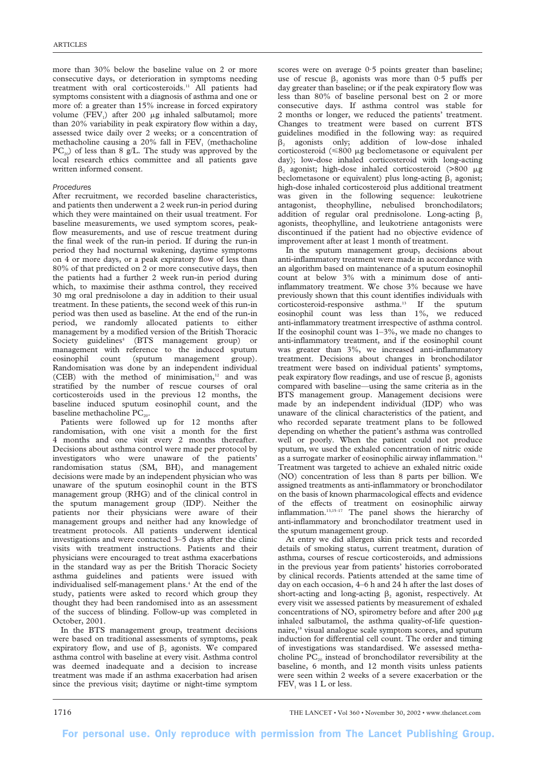more than 30% below the baseline value on 2 or more consecutive days, or deterioration in symptoms needing treatment with oral corticosteroids.[11] All patients had symptoms consistent with a diagnosis of asthma and one or more of: a greater than 15% increase in forced expiratory volume ($FEV_1$) after 200 μg inhaled salbutamol; more than 20% variability in peak expiratory flow within a day, assessed twice daily over 2 weeks; or a concentration of methacholine causing a 20% fall in $FEV_1$ (methacholine $PC_{20}$) of less than 8 g/L. The study was approved by the local research ethics committee and all patients gave written informed consent.

### *Procedures*

After recruitment, we recorded baseline characteristics, and patients then underwent a 2 week run-in period during which they were maintained on their usual treatment. For baseline measurements, we used symptom scores, peak-flow measurements, and use of rescue treatment during the final week of the run-in period. If during the run-in period they had nocturnal wakening, daytime symptoms on 4 or more days, or a peak expiratory flow of less than 80% of that predicted on 2 or more consecutive days, then the patients had a further 2 week run-in period during which, to maximise their asthma control, they received 30 mg oral prednisolone a day in addition to their usual treatment. In these patients, the second week of this run-in period was then used as baseline. At the end of the run-in period, we randomly allocated patients to either management by a modified version of the British Thoracic Society guidelines[4] (BTS management group) or management with reference to the induced sputum eosinophil count (sputum management group). Randomisation was done by an independent individual (CEB) with the method of minimisation,[12] and was stratified by the number of rescue courses of oral corticosteroids used in the previous 12 months, the baseline induced sputum eosinophil count, and the baseline methacholine $PC_{20}$.

Patients were followed up for 12 months after randomisation, with one visit a month for the first 4 months and one visit every 2 months thereafter. Decisions about asthma control were made per protocol by investigators who were unaware of the patients' randomisation status (SM, BH), and management decisions were made by an independent physician who was unaware of the sputum eosinophil count in the BTS management group (RHG) and of the clinical control in the sputum management group (IDP). Neither the patients nor their physicians were aware of their management groups and neither had any knowledge of treatment protocols. All patients underwent identical investigations and were contacted 3–5 days after the clinic visits with treatment instructions. Patients and their physicians were encouraged to treat asthma exacerbations in the standard way as per the British Thoracic Society asthma guidelines and patients were issued with individualised self-management plans.[4] At the end of the study, patients were asked to record which group they thought they had been randomised into as an assessment of the success of blinding. Follow-up was completed in October, 2001.

In the BTS management group, treatment decisions were based on traditional assessments of symptoms, peak expiratory flow, and use of $\beta_2$ agonists. We compared asthma control with baseline at every visit. Asthma control was deemed inadequate and a decision to increase treatment was made if an asthma exacerbation had arisen since the previous visit; daytime or night-time symptom scores were on average 0·5 points greater than baseline; use of rescue $\beta_2$ agonists was more than 0·5 puffs per day greater than baseline; or if the peak expiratory flow was less than 80% of baseline personal best on 2 or more consecutive days. If asthma control was stable for 2 months or longer, we reduced the patients' treatment. Changes to treatment were based on current BTS guidelines modified in the following way: as required $\beta_2$ agonists only; addition of low-dose inhaled corticosteroid (≤800 μg beclometasone or equivalent per day); low-dose inhaled corticosteroid with long-acting $\beta_2$ agonist; high-dose inhaled corticosteroid (>800 μg beclometasone or equivalent) plus long-acting $\beta_2$ agonist; high-dose inhaled corticosteroid plus additional treatment was given in the following sequence: leukotriene antagonist, theophylline, nebulised bronchodilators; addition of regular oral prednisolone. Long-acting $\beta_2$ agonists, theophylline, and leukotriene antagonists were discontinued if the patient had no objective evidence of improvement after at least 1 month of treatment.

In the sputum management group, decisions about anti-inflammatory treatment were made in accordance with an algorithm based on maintenance of a sputum eosinophil count at below 3% with a minimum dose of anti-inflammatory treatment. We chose 3% because we have previously shown that this count identifies individuals with corticosteroid-responsive asthma.[13] If the sputum eosinophil count was less than 1%, we reduced anti-inflammatory treatment irrespective of asthma control. If the eosinophil count was 1–3%, we made no changes to anti-inflammatory treatment, and if the eosinophil count was greater than 3%, we increased anti-inflammatory treatment. Decisions about changes in bronchodilator treatment were based on individual patients' symptoms, peak expiratory flow readings, and use of rescue $\beta_2$ agonists compared with baseline—using the same criteria as in the BTS management group. Management decisions were made by an independent individual (IDP) who was unaware of the clinical characteristics of the patient, and who recorded separate treatment plans to be followed depending on whether the patient's asthma was controlled well or poorly. When the patient could not produce sputum, we used the exhaled concentration of nitric oxide as a surrogate marker of eosinophilic airway inflammation.[14] Treatment was targeted to achieve an exhaled nitric oxide (NO) concentration of less than 8 parts per billion. We assigned treatments as anti-inflammatory or bronchodilator on the basis of known pharmacological effects and evidence of the effects of treatment on eosinophilic airway inflammation.[13,15–17] The panel shows the hierarchy of anti-inflammatory and bronchodilator treatment used in the sputum management group.

At entry we did allergen skin prick tests and recorded details of smoking status, current treatment, duration of asthma, courses of rescue corticosteroids, and admissions in the previous year from patients' histories corroborated by clinical records. Patients attended at the same time of day on each occasion, 4–6 h and 24 h after the last doses of short-acting and long-acting $\beta_2$ agonist, respectively. At every visit we assessed patients by measurement of exhaled concentrations of NO, spirometry before and after 200 μg inhaled salbutamol, the asthma quality-of-life questionnaire,[18] visual analogue scale symptom scores, and sputum induction for differential cell count. The order and timing of investigations was standardised. We assessed methacholine $PC_{20}$ instead of bronchodilator reversibility at the baseline, 6 month, and 12 month visits unless patients were seen within 2 weeks of a severe exacerbation or the $FEV_1$ was 1 L or less.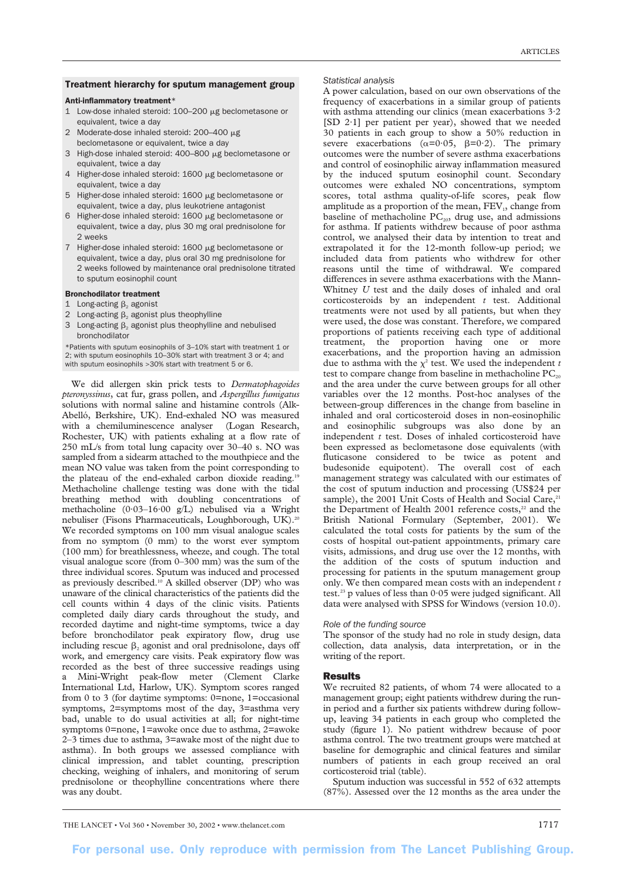### Treatment hierarchy for sputum management group

**Anti-inflammatory treatment***

1. Low-dose inhaled steroid: 100–200 μg beclometasone or equivalent, twice a day
2. Moderate-dose inhaled steroid: 200–400 μg beclometasone or equivalent, twice a day
3. High-dose inhaled steroid: 400–800 μg beclometasone or equivalent, twice a day
4. Higher-dose inhaled steroid: 1600 μg beclometasone or equivalent, twice a day
5. Higher-dose inhaled steroid: 1600 μg beclometasone or equivalent, twice a day, plus leukotriene antagonist
6. Higher-dose inhaled steroid: 1600 μg beclometasone or equivalent, twice a day, plus 30 mg oral prednisolone for 2 weeks
7. Higher-dose inhaled steroid: 1600 μg beclometasone or equivalent, twice a day, plus oral 30 mg prednisolone for 2 weeks followed by maintenance oral prednisolone titrated to sputum eosinophil count

**Bronchodilator treatment**

1. Long-acting $\beta_2$ agonist
2. Long-acting $\beta_2$ agonist plus theophylline
3. Long-acting $\beta_2$ agonist plus theophylline and nebulised bronchodilator

*Patients with sputum eosinophils of 3–10% start with treatment 1 or 2; with sputum eosinophils 10–30% start with treatment 3 or 4; and with sputum eosinophils >30% start with treatment 5 or 6.

We did allergen skin prick tests to *Dermatophagoides pteronyssinus*, cat fur, grass pollen, and *Aspergillus fumigatus* solutions with normal saline and histamine controls (Alk-Abelló, Berkshire, UK). End-exhaled NO was measured with a chemiluminescence analyser (Logan Research, Rochester, UK) with patients exhaling at a flow rate of 250 mL/s from total lung capacity over 30–40 s. NO was sampled from a sidearm attached to the mouthpiece and the mean NO value was taken from the point corresponding to the plateau of the end-exhaled carbon dioxide reading.[19] Methacholine challenge testing was done with the tidal breathing method with doubling concentrations of methacholine (0·03–16·00 g/L) nebulised via a Wright nebuliser (Fisons Pharmaceuticals, Loughborough, UK).[20] We recorded symptoms on 100 mm visual analogue scales from no symptom (0 mm) to the worst ever symptom (100 mm) for breathlessness, wheeze, and cough. The total visual analogue score (from 0–300 mm) was the sum of the three individual scores. Sputum was induced and processed as previously described.[10] A skilled observer (DP) who was unaware of the clinical characteristics of the patients did the cell counts within 4 days of the clinic visits. Patients completed daily diary cards throughout the study, and recorded daytime and night-time symptoms, twice a day before bronchodilator peak expiratory flow, drug use including rescue $\beta_2$ agonist and oral prednisolone, days off work, and emergency care visits. Peak expiratory flow was recorded as the best of three successive readings using a Mini-Wright peak-flow meter (Clement Clarke International Ltd, Harlow, UK). Symptom scores ranged from 0 to 3 (for daytime symptoms: 0=none, 1=occasional symptoms, 2=symptoms most of the day, 3=asthma very bad, unable to do usual activities at all; for night-time symptoms 0=none, 1=awoke once due to asthma, 2=awoke 2–3 times due to asthma, 3=awake most of the night due to asthma). In both groups we assessed compliance with clinical impression, and tablet counting, prescription checking, weighing of inhalers, and monitoring of serum prednisolone or theophylline concentrations where there was any doubt.

*Statistical analysis*

A power calculation, based on our own observations of the frequency of exacerbations in a similar group of patients with asthma attending our clinics (mean exacerbations 3·2 [SD 2·1] per patient per year), showed that we needed 30 patients in each group to show a 50% reduction in severe exacerbations ($\alpha$=0·05, $\beta$=0·2). The primary outcomes were the number of severe asthma exacerbations and control of eosinophilic airway inflammation measured by the induced sputum eosinophil count. Secondary outcomes were exhaled NO concentrations, symptom scores, total asthma quality-of-life scores, peak flow amplitude as a proportion of the mean, $FEV_1$, change from baseline of methacholine $PC_{20}$, drug use, and admissions for asthma. If patients withdrew because of poor asthma control, we analysed their data by intention to treat and extrapolated it for the 12-month follow-up period; we included data from patients who withdrew for other reasons until the time of withdrawal. We compared differences in severe asthma exacerbations with the Mann-Whitney *U* test and the daily doses of inhaled and oral corticosteroids by an independent *t* test. Additional treatments were not used by all patients, but when they were used, the dose was constant. Therefore, we compared proportions of patients receiving each type of additional treatment, the proportion having one or more exacerbations, and the proportion having an admission due to asthma with the $\chi^2$ test. We used the independent *t* test to compare change from baseline in methacholine $PC_{20}$ and the area under the curve between groups for all other variables over the 12 months. Post-hoc analyses of the between-group differences in the change from baseline in inhaled and oral corticosteroid doses in non-eosinophilic and eosinophilic subgroups was also done by an independent *t* test. Doses of inhaled corticosteroid have been expressed as beclometasone dose equivalents (with fluticasone considered to be twice as potent and budesonide equipotent). The overall cost of each management strategy was calculated with our estimates of the cost of sputum induction and processing (US$24 per sample), the 2001 Unit Costs of Health and Social Care,[21] the Department of Health 2001 reference costs,[22] and the British National Formulary (September, 2001). We calculated the total costs for patients by the sum of the costs of hospital out-patient appointments, primary care visits, admissions, and drug use over the 12 months, with the addition of the costs of sputum induction and processing for patients in the sputum management group only. We then compared mean costs with an independent *t* test.[23] p values of less than 0·05 were judged significant. All data were analysed with SPSS for Windows (version 10.0).

*Role of the funding source*

The sponsor of the study had no role in study design, data collection, data analysis, data interpretation, or in the writing of the report.

## Results

We recruited 82 patients, of whom 74 were allocated to a management group; eight patients withdrew during the run-in period and a further six patients withdrew during follow-up, leaving 34 patients in each group who completed the study (figure 1). No patient withdrew because of poor asthma control. The two treatment groups were matched at baseline for demographic and clinical features and similar numbers of patients in each group received an oral corticosteroid trial (table).

Sputum induction was successful in 552 of 632 attempts (87%). Assessed over the 12 months as the area under the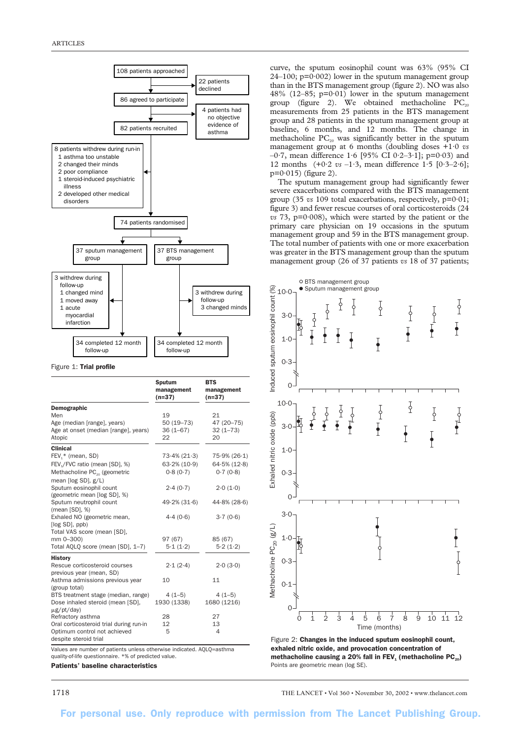Figure 1: **Trial profile**

| | Sputum management (n=37) | BTS management (n=37) |
|---|---|---|
| **Demographic** | | |
| Men | 19 | 21 |
| Age (median [range], years) | 50 (19–73) | 47 (20–75) |
| Age at onset (median [range], years) | 36 (1–67) | 32 (1–73) |
| Atopic | 22 | 20 |
| **Clinical** | | |
| $FEV_1$* (mean, SD) | 73·4% (21·3) | 75·9% (26·1) |
| $FEV_1$/FVC ratio (mean [SD], %) | 63·2% (10·9) | 64·5% (12·8) |
| Methacholine $PC_{20}$ (geometric mean [log SD], g/L) | 0·8 (0·7) | 0·7 (0·8) |
| Sputum eosinophil count (geometric mean [log SD], %) | 2·4 (0·7) | 2·0 (1·0) |
| Sputum neutrophil count (mean [SD], %) | 49·2% (31·6) | 44·8% (28·6) |
| Exhaled NO (geometric mean, [log SD], ppb) | 4·4 (0·6) | 3·7 (0·6) |
| Total VAS score (mean [SD], mm 0–300) | 97 (67) | 85 (67) |
| Total AQLQ score (mean [SD], 1–7) | 5·1 (1·2) | 5·2 (1·2) |
| **History** | | |
| Rescue corticosteroid courses previous year (mean, SD) | 2·1 (2·4) | 2·0 (3·0) |
| Asthma admissions previous year (group total) | 10 | 11 |
| BTS treatment stage (median, range) | 4 (1–5) | 4 (1–5) |
| Dose inhaled steroid (mean [SD], μg/pt/day) | 1930 (1338) | 1680 (1216) |
| Refractory asthma | 28 | 27 |
| Oral corticosteroid trial during run-in | 12 | 13 |
| Optimum control not achieved despite steroid trial | 5 | 4 |

Values are number of patients unless otherwise indicated. AQLQ=asthma quality-of-life questionnaire. *% of predicted value.

**Patients' baseline characteristics**

curve, the sputum eosinophil count was 63% (95% CI 24–100; p=0·002) lower in the sputum management group than in the BTS management group (figure 2). NO was also 48% (12–85; p=0·01) lower in the sputum management group (figure 2). We obtained methacholine $PC_{20}$ measurements from 25 patients in the BTS management group and 28 patients in the sputum management group at baseline, 6 months, and 12 months. The change in methacholine $PC_{20}$ was significantly better in the sputum management group at 6 months (doubling doses +1·0 *vs* –0·7, mean difference 1·6 [95% CI 0·2–3·1]; p=0·03) and 12 months (+0·2 *vs* –1·3, mean difference 1·5 [0·3–2·6]; p=0·015) (figure 2).

The sputum management group had significantly fewer severe exacerbations compared with the BTS management group (35 *vs* 109 total exacerbations, respectively, p=0·01; figure 3) and fewer rescue courses of oral corticosteroids (24 *vs* 73, p=0·008), which were started by the patient or the primary care physician on 19 occasions in the sputum management group and 59 in the BTS management group. The total number of patients with one or more exacerbation was greater in the BTS management group than the sputum management group (26 of 37 patients *vs* 18 of 37 patients;

Figure 2: **Changes in the induced sputum eosinophil count, exhaled nitric oxide, and provocation concentration of methacholine causing a 20% fall in $FEV_1$ (methacholine $PC_{20}$)**
Points are geometric mean (log SE).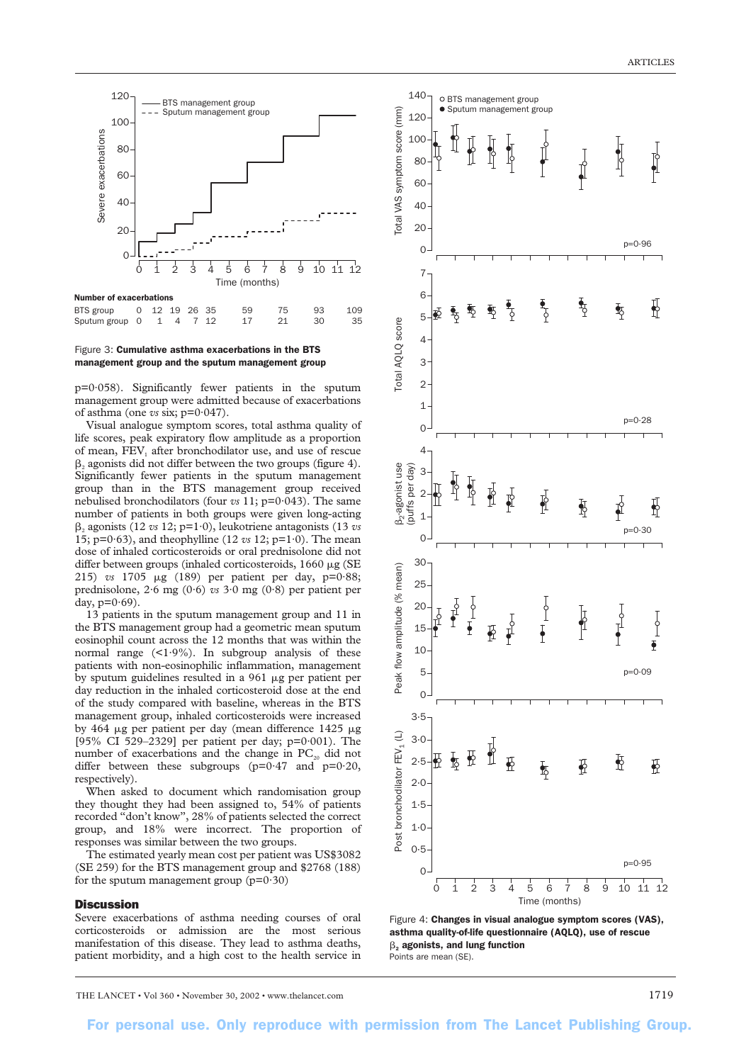**Number of exacerbations**

| | | | | | | | | | |
|---|---|---|---|---|---|---|---|---|---|
| BTS group | 0 | 12 | 19 | 26 | 35 | 59 | 75 | 93 | 109 |
| Sputum group | 0 | 1 | 4 | 7 | 12 | 17 | 21 | 30 | 35 |

Figure 3: **Cumulative asthma exacerbations in the BTS management group and the sputum management group**

p=0·058). Significantly fewer patients in the sputum management group were admitted because of exacerbations of asthma (one *vs* six; p=0·047).

Visual analogue symptom scores, total asthma quality of life scores, peak expiratory flow amplitude as a proportion of mean, $FEV_1$ after bronchodilator use, and use of rescue $\beta_2$ agonists did not differ between the two groups (figure 4). Significantly fewer patients in the sputum management group than in the BTS management group received nebulised bronchodilators (four *vs* 11; p=0·043). The same number of patients in both groups were given long-acting $\beta_2$ agonists (12 *vs* 12; p=1·0), leukotriene antagonists (13 *vs* 15; p=0·63), and theophylline (12 *vs* 12; p=1·0). The mean dose of inhaled corticosteroids or oral prednisolone did not differ between groups (inhaled corticosteroids, 1660 μg (SE 215) *vs* 1705 μg (189) per patient per day, p=0·88; prednisolone, 2·6 mg (0·6) *vs* 3·0 mg (0·8) per patient per day, p=0·69).

13 patients in the sputum management group and 11 in the BTS management group had a geometric mean sputum eosinophil count across the 12 months that was within the normal range (<1·9%). In subgroup analysis of these patients with non-eosinophilic inflammation, management by sputum guidelines resulted in a 961 μg per patient per day reduction in the inhaled corticosteroid dose at the end of the study compared with baseline, whereas in the BTS management group, inhaled corticosteroids were increased by 464 μg per patient per day (mean difference 1425 μg [95% CI 529–2329] per patient per day; p=0·001). The number of exacerbations and the change in $PC_{20}$ did not differ between these subgroups (p=0·47 and p=0·20, respectively).

When asked to document which randomisation group they thought they had been assigned to, 54% of patients recorded "don't know", 28% of patients selected the correct group, and 18% were incorrect. The proportion of responses was similar between the two groups.

The estimated yearly mean cost per patient was US$3082 (SE 259) for the BTS management group and $2768 (188) for the sputum management group (p=0·30)

## Discussion

Severe exacerbations of asthma needing courses of oral corticosteroids or admission are the most serious manifestation of this disease. They lead to asthma deaths, patient morbidity, and a high cost to the health service in

Figure 4: **Changes in visual analogue symptom scores (VAS), asthma quality-of-life questionnaire (AQLQ), use of rescue $\beta_2$ agonists, and lung function**
Points are mean (SE).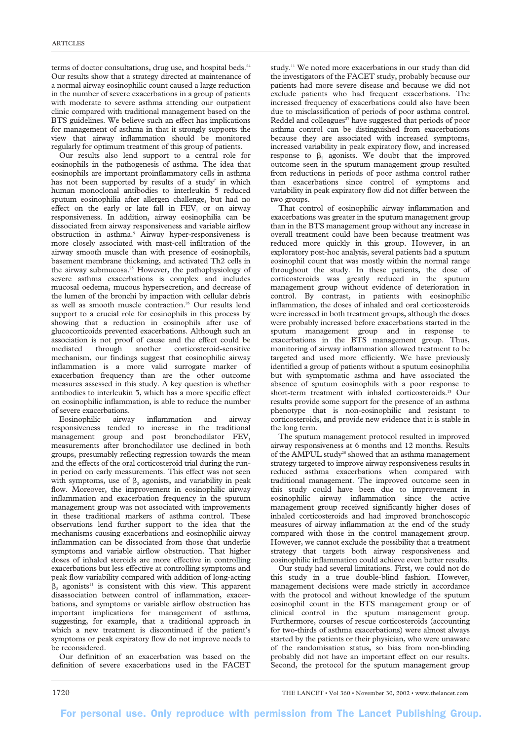terms of doctor consultations, drug use, and hospital beds.[24] Our results show that a strategy directed at maintenance of a normal airway eosinophilic count caused a large reduction in the number of severe exacerbations in a group of patients with moderate to severe asthma attending our outpatient clinic compared with traditional management based on the BTS guidelines. We believe such an effect has implications for management of asthma in that it strongly supports the view that airway inflammation should be monitored regularly for optimum treatment of this group of patients.

Our results also lend support to a central role for eosinophils in the pathogenesis of asthma. The idea that eosinophils are important proinflammatory cells in asthma has not been supported by results of a study[7] in which human monoclonal antibodies to interleukin 5 reduced sputum eosinophilia after allergen challenge, but had no effect on the early or late fall in $FEV_1$ or on airway responsiveness. In addition, airway eosinophilia can be dissociated from airway responsiveness and variable airflow obstruction in asthma.[5] Airway hyper-responsiveness is more closely associated with mast-cell infiltration of the airway smooth muscle than with presence of eosinophils, basement membrane thickening, and activated Th2 cells in the airway submucosa.[25] However, the pathophysiology of severe asthma exacerbations is complex and includes mucosal oedema, mucous hypersecretion, and decrease of the lumen of the bronchi by impaction with cellular debris as well as smooth muscle contraction.[26] Our results lend support to a crucial role for eosinophils in this process by showing that a reduction in eosinophils after use of glucocorticoids prevented exacerbations. Although such an association is not proof of cause and the effect could be mediated through another corticosteroid-sensitive mechanism, our findings suggest that eosinophilic airway inflammation is a more valid surrogate marker of exacerbation frequency than are the other outcome measures assessed in this study. A key question is whether antibodies to interleukin 5, which has a more specific effect on eosinophilic inflammation, is able to reduce the number of severe exacerbations.

Eosinophilic airway inflammation and airway responsiveness tended to increase in the traditional management group and post bronchodilator $FEV_1$ measurements after bronchodilator use declined in both groups, presumably reflecting regression towards the mean and the effects of the oral corticosteroid trial during the run-in period on early measurements. This effect was not seen with symptoms, use of $\beta_2$ agonists, and variability in peak flow. Moreover, the improvement in eosinophilic airway inflammation and exacerbation frequency in the sputum management group was not associated with improvements in these traditional markers of asthma control. These observations lend further support to the idea that the mechanisms causing exacerbations and eosinophilic airway inflammation can be dissociated from those that underlie symptoms and variable airflow obstruction. That higher doses of inhaled steroids are more effective in controlling exacerbations but less effective at controlling symptoms and peak flow variability compared with addition of long-acting $\beta_2$ agonists[11] is consistent with this view. This apparent disassociation between control of inflammation, exacerbations, and symptoms or variable airflow obstruction has important implications for management of asthma, suggesting, for example, that a traditional approach in which a new treatment is discontinued if the patient's symptoms or peak expiratory flow do not improve needs to be reconsidered.

Our definition of an exacerbation was based on the definition of severe exacerbations used in the FACET study.[11] We noted more exacerbations in our study than did the investigators of the FACET study, probably because our patients had more severe disease and because we did not exclude patients who had frequent exacerbations. The increased frequency of exacerbations could also have been due to misclassification of periods of poor asthma control. Reddel and colleagues[27] have suggested that periods of poor asthma control can be distinguished from exacerbations because they are associated with increased symptoms, increased variability in peak expiratory flow, and increased response to $\beta_2$ agonists. We doubt that the improved outcome seen in the sputum management group resulted from reductions in periods of poor asthma control rather than exacerbations since control of symptoms and variability in peak expiratory flow did not differ between the two groups.

That control of eosinophilic airway inflammation and exacerbations was greater in the sputum management group than in the BTS management group without any increase in overall treatment could have been because treatment was reduced more quickly in this group. However, in an exploratory post-hoc analysis, several patients had a sputum eosinophil count that was mostly within the normal range throughout the study. In these patients, the dose of corticosteroids was greatly reduced in the sputum management group without evidence of deterioration in control. By contrast, in patients with eosinophilic inflammation, the doses of inhaled and oral corticosteroids were increased in both treatment groups, although the doses were probably increased before exacerbations started in the sputum management group and in response to exacerbations in the BTS management group. Thus, monitoring of airway inflammation allowed treatment to be targeted and used more efficiently. We have previously identified a group of patients without a sputum eosinophilia but with symptomatic asthma and have associated the absence of sputum eosinophils with a poor response to short-term treatment with inhaled corticosteroids.[13] Our results provide some support for the presence of an asthma phenotype that is non-eosinophilic and resistant to corticosteroids, and provide new evidence that it is stable in the long term.

The sputum management protocol resulted in improved airway responsiveness at 6 months and 12 months. Results of the AMPUL study[28] showed that an asthma management strategy targeted to improve airway responsiveness results in reduced asthma exacerbations when compared with traditional management. The improved outcome seen in this study could have been due to improvement in eosinophilic airway inflammation since the active management group received significantly higher doses of inhaled corticosteroids and had improved bronchoscopic measures of airway inflammation at the end of the study compared with those in the control management group. However, we cannot exclude the possibility that a treatment strategy that targets both airway responsiveness and eosinophilic inflammation could achieve even better results.

Our study had several limitations. First, we could not do this study in a true double-blind fashion. However, management decisions were made strictly in accordance with the protocol and without knowledge of the sputum eosinophil count in the BTS management group or of clinical control in the sputum management group. Furthermore, courses of rescue corticosteroids (accounting for two-thirds of asthma exacerbations) were almost always started by the patients or their physician, who were unaware of the randomisation status, so bias from non-blinding probably did not have an important effect on our results. Second, the protocol for the sputum management group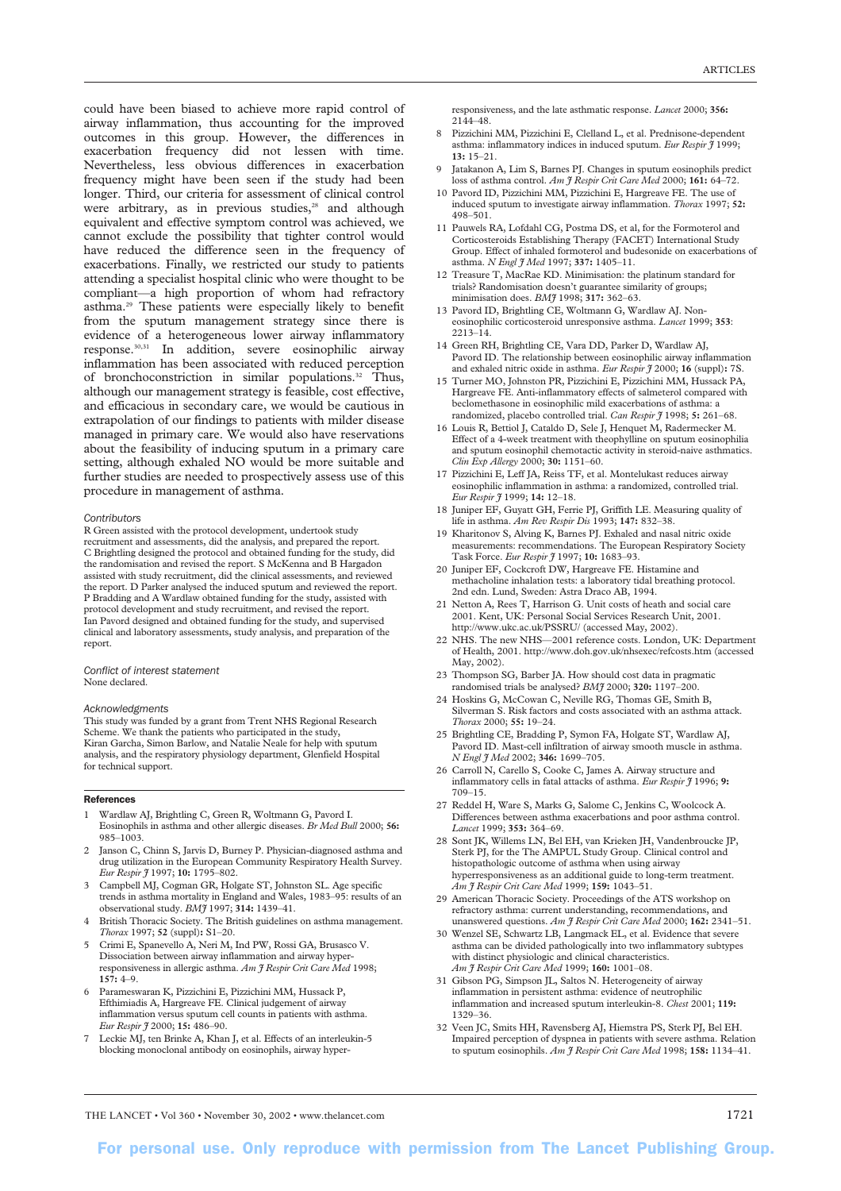could have been biased to achieve more rapid control of airway inflammation, thus accounting for the improved outcomes in this group. However, the differences in exacerbation frequency did not lessen with time. Nevertheless, less obvious differences in exacerbation frequency might have been seen if the study had been longer. Third, our criteria for assessment of clinical control were arbitrary, as in previous studies,[28] and although equivalent and effective symptom control was achieved, we cannot exclude the possibility that tighter control would have reduced the difference seen in the frequency of exacerbations. Finally, we restricted our study to patients attending a specialist hospital clinic who were thought to be compliant—a high proportion of whom had refractory asthma.[29] These patients were especially likely to benefit from the sputum management strategy since there is evidence of a heterogeneous lower airway inflammatory response.[30,31] In addition, severe eosinophilic airway inflammation has been associated with reduced perception of bronchoconstriction in similar populations.[32] Thus, although our management strategy is feasible, cost effective, and efficacious in secondary care, we would be cautious in extrapolation of our findings to patients with milder disease managed in primary care. We would also have reservations about the feasibility of inducing sputum in a primary care setting, although exhaled NO would be more suitable and further studies are needed to prospectively assess use of this procedure in management of asthma.

*Contributors*

R Green assisted with the protocol development, undertook study recruitment and assessments, did the analysis, and prepared the report. C Brightling designed the protocol and obtained funding for the study, did the randomisation and revised the report. S McKenna and B Hargadon assisted with study recruitment, did the clinical assessments, and reviewed the report. D Parker analysed the induced sputum and reviewed the report. P Bradding and A Wardlaw obtained funding for the study, assisted with protocol development and study recruitment, and revised the report. Ian Pavord designed and obtained funding for the study, and supervised clinical and laboratory assessments, study analysis, and preparation of the report.

*Conflict of interest statement*

None declared.

*Acknowledgments*

This study was funded by a grant from Trent NHS Regional Research Scheme. We thank the patients who participated in the study, Kiran Garcha, Simon Barlow, and Natalie Neale for help with sputum analysis, and the respiratory physiology department, Glenfield Hospital for technical support.

## References

1. Wardlaw AJ, Brightling C, Green R, Woltmann G, Pavord I. Eosinophils in asthma and other allergic diseases. *Br Med Bull* 2000; **56:** 985–1003.
2. Janson C, Chinn S, Jarvis D, Burney P. Physician-diagnosed asthma and drug utilization in the European Community Respiratory Health Survey. *Eur Respir J* 1997; **10:** 1795–802.
3. Campbell MJ, Cogman GR, Holgate ST, Johnston SL. Age specific trends in asthma mortality in England and Wales, 1983–95: results of an observational study. *BMJ* 1997; **314:** 1439–41.
4. British Thoracic Society. The British guidelines on asthma management. *Thorax* 1997; **52** (suppl)**:** S1–20.
5. Crimi E, Spanevello A, Neri M, Ind PW, Rossi GA, Brusasco V. Dissociation between airway inflammation and airway hyper-responsiveness in allergic asthma. *Am J Respir Crit Care Med* 1998; **157:** 4–9.
6. Parameswaran K, Pizzichini E, Pizzichini MM, Hussack P, Efthimiadis A, Hargreave FE. Clinical judgement of airway inflammation versus sputum cell counts in patients with asthma. *Eur Respir J* 2000; **15:** 486–90.
7. Leckie MJ, ten Brinke A, Khan J, et al. Effects of an interleukin-5 blocking monoclonal antibody on eosinophils, airway hyper-responsiveness, and the late asthmatic response. *Lancet* 2000; **356:** 2144–48.
8. Pizzichini MM, Pizzichini E, Clelland L, et al. Prednisone-dependent asthma: inflammatory indices in induced sputum. *Eur Respir J* 1999; **13:** 15–21.
9. Jatakanon A, Lim S, Barnes PJ. Changes in sputum eosinophils predict loss of asthma control. *Am J Respir Crit Care Med* 2000; **161:** 64–72.
10. Pavord ID, Pizzichini MM, Pizzichini E, Hargreave FE. The use of induced sputum to investigate airway inflammation. *Thorax* 1997; **52:** 498–501.
11. Pauwels RA, Lofdahl CG, Postma DS, et al, for the Formoterol and Corticosteroids Establishing Therapy (FACET) International Study Group. Effect of inhaled formoterol and budesonide on exacerbations of asthma. *N Engl J Med* 1997; **337:** 1405–11.
12. Treasure T, MacRae KD. Minimisation: the platinum standard for trials? Randomisation doesn't guarantee similarity of groups; minimisation does. *BMJ* 1998; **317:** 362–63.
13. Pavord ID, Brightling CE, Woltmann G, Wardlaw AJ. Non-eosinophilic corticosteroid unresponsive asthma. *Lancet* 1999; **353**: 2213–14.
14. Green RH, Brightling CE, Vara DD, Parker D, Wardlaw AJ, Pavord ID. The relationship between eosinophilic airway inflammation and exhaled nitric oxide in asthma. *Eur Respir J* 2000; **16** (suppl)**:** 7S.
15. Turner MO, Johnston PR, Pizzichini E, Pizzichini MM, Hussack PA, Hargreave FE. Anti-inflammatory effects of salmeterol compared with beclomethasone in eosinophilic mild exacerbations of asthma: a randomized, placebo controlled trial. *Can Respir J* 1998; **5:** 261–68.
16. Louis R, Bettiol J, Cataldo D, Sele J, Henquet M, Radermecker M. Effect of a 4-week treatment with theophylline on sputum eosinophilia and sputum eosinophil chemotactic activity in steroid-naive asthmatics. *Clin Exp Allergy* 2000; **30:** 1151–60.
17. Pizzichini E, Leff JA, Reiss TF, et al. Montelukast reduces airway eosinophilic inflammation in asthma: a randomized, controlled trial. *Eur Respir J* 1999; **14:** 12–18.
18. Juniper EF, Guyatt GH, Ferrie PJ, Griffith LE. Measuring quality of life in asthma. *Am Rev Respir Dis* 1993; **147:** 832–38.
19. Kharitonov S, Alving K, Barnes PJ. Exhaled and nasal nitric oxide measurements: recommendations. The European Respiratory Society Task Force. *Eur Respir J* 1997; **10:** 1683–93.
20. Juniper EF, Cockcroft DW, Hargreave FE. Histamine and methacholine inhalation tests: a laboratory tidal breathing protocol. 2nd edn. Lund, Sweden: Astra Draco AB, 1994.
21. Netton A, Rees T, Harrison G. Unit costs of heath and social care 2001. Kent, UK: Personal Social Services Research Unit, 2001. http://www.ukc.ac.uk/PSSRU/ (accessed May, 2002).
22. NHS. The new NHS—2001 reference costs. London, UK: Department of Health, 2001. http://www.doh.gov.uk/nhsexec/refcosts.htm (accessed May, 2002).
23. Thompson SG, Barber JA. How should cost data in pragmatic randomised trials be analysed? *BMJ* 2000; **320:** 1197–200.
24. Hoskins G, McCowan C, Neville RG, Thomas GE, Smith B, Silverman S. Risk factors and costs associated with an asthma attack. *Thorax* 2000; **55:** 19–24.
25. Brightling CE, Bradding P, Symon FA, Holgate ST, Wardlaw AJ, Pavord ID. Mast-cell infiltration of airway smooth muscle in asthma. *N Engl J Med* 2002; **346:** 1699–705.
26. Carroll N, Carello S, Cooke C, James A. Airway structure and inflammatory cells in fatal attacks of asthma. *Eur Respir J* 1996; **9:** 709–15.
27. Reddel H, Ware S, Marks G, Salome C, Jenkins C, Woolcock A. Differences between asthma exacerbations and poor asthma control. *Lancet* 1999; **353:** 364–69.
28. Sont JK, Willems LN, Bel EH, van Krieken JH, Vandenbroucke JP, Sterk PJ, for the The AMPUL Study Group. Clinical control and histopathologic outcome of asthma when using airway hyperresponsiveness as an additional guide to long-term treatment. *Am J Respir Crit Care Med* 1999; **159:** 1043–51.
29. American Thoracic Society. Proceedings of the ATS workshop on refractory asthma: current understanding, recommendations, and unanswered questions. *Am J Respir Crit Care Med* 2000; **162:** 2341–51.
30. Wenzel SE, Schwartz LB, Langmack EL, et al. Evidence that severe asthma can be divided pathologically into two inflammatory subtypes with distinct physiologic and clinical characteristics. *Am J Respir Crit Care Med* 1999; **160:** 1001–08.
31. Gibson PG, Simpson JL, Saltos N. Heterogeneity of airway inflammation in persistent asthma: evidence of neutrophilic inflammation and increased sputum interleukin-8. *Chest* 2001; **119:** 1329–36.
32. Veen JC, Smits HH, Ravensberg AJ, Hiemstra PS, Sterk PJ, Bel EH. Impaired perception of dyspnea in patients with severe asthma. Relation to sputum eosinophils. *Am J Respir Crit Care Med* 1998; **158:** 1134–41.